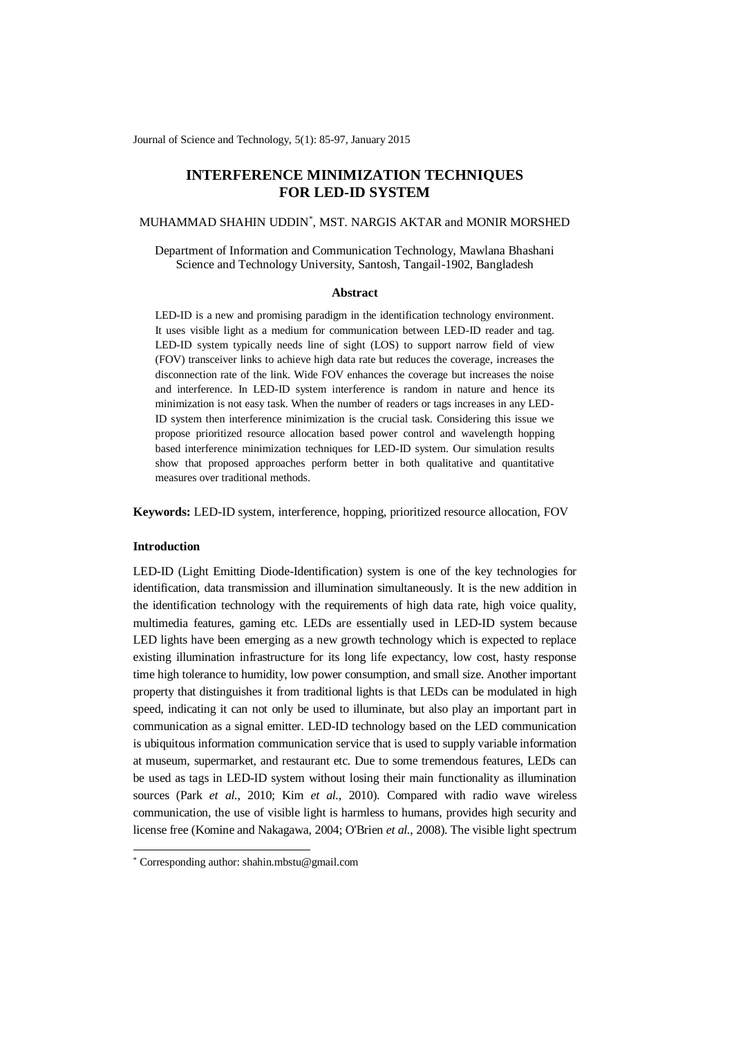# INTERFERENCE MINIMIZATION TECHNIQUES FOR LED-ID SYSTEM

MUHAMMAD SHAHIN UDDIN*, MST. NARGIS AKTAR and MONIR MORSHED

Department of Information and Communication Technology, Mawlana Bhashani Science and Technology University, Santosh, Tangail-1902, Bangladesh

## Abstract

LED-ID is a new and promising paradigm in the identification technology environment. It uses visible light as a medium for communication between LED-ID reader and tag. LED-ID system typically needs line of sight (LOS) to support narrow field of view (FOV) transceiver links to achieve high data rate but reduces the coverage, increases the disconnection rate of the link. Wide FOV enhances the coverage but increases the noise and interference. In LED-ID system interference is random in nature and hence its minimization is not easy task. When the number of readers or tags increases in any LED-ID system then interference minimization is the crucial task. Considering this issue we propose prioritized resource allocation based power control and wavelength hopping based interference minimization techniques for LED-ID system. Our simulation results show that proposed approaches perform better in both qualitative and quantitative measures over traditional methods.

**Keywords:** LED-ID system, interference, hopping, prioritized resource allocation, FOV

## Introduction

LED-ID (Light Emitting Diode-Identification) system is one of the key technologies for identification, data transmission and illumination simultaneously. It is the new addition in the identification technology with the requirements of high data rate, high voice quality, multimedia features, gaming etc. LEDs are essentially used in LED-ID system because LED lights have been emerging as a new growth technology which is expected to replace existing illumination infrastructure for its long life expectancy, low cost, hasty response time high tolerance to humidity, low power consumption, and small size. Another important property that distinguishes it from traditional lights is that LEDs can be modulated in high speed, indicating it can not only be used to illuminate, but also play an important part in communication as a signal emitter. LED-ID technology based on the LED communication is ubiquitous information communication service that is used to supply variable information at museum, supermarket, and restaurant etc. Due to some tremendous features, LEDs can be used as tags in LED-ID system without losing their main functionality as illumination sources (Park *et al.*, 2010; Kim *et al.*, 2010). Compared with radio wave wireless communication, the use of visible light is harmless to humans, provides high security and license free (Komine and Nakagawa, 2004; O'Brien *et al.*, 2008). The visible light spectrum

* Corresponding author: shahin.mbstu@gmail.com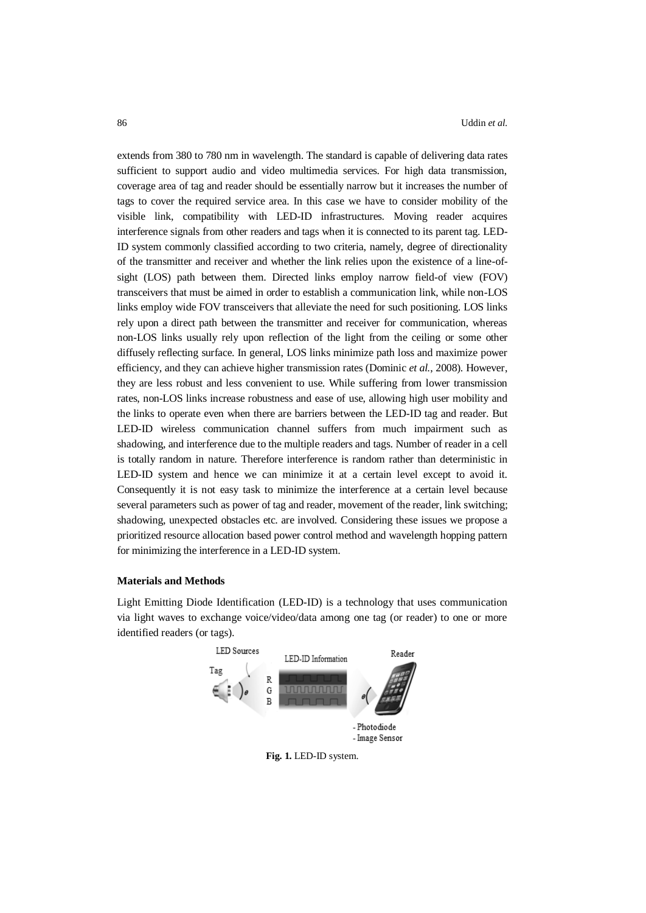extends from 380 to 780 nm in wavelength. The standard is capable of delivering data rates sufficient to support audio and video multimedia services. For high data transmission, coverage area of tag and reader should be essentially narrow but it increases the number of tags to cover the required service area. In this case we have to consider mobility of the visible link, compatibility with LED-ID infrastructures. Moving reader acquires interference signals from other readers and tags when it is connected to its parent tag. LED-ID system commonly classified according to two criteria, namely, degree of directionality of the transmitter and receiver and whether the link relies upon the existence of a line-of-sight (LOS) path between them. Directed links employ narrow field-of view (FOV) transceivers that must be aimed in order to establish a communication link, while non-LOS links employ wide FOV transceivers that alleviate the need for such positioning. LOS links rely upon a direct path between the transmitter and receiver for communication, whereas non-LOS links usually rely upon reflection of the light from the ceiling or some other diffusely reflecting surface. In general, LOS links minimize path loss and maximize power efficiency, and they can achieve higher transmission rates (Dominic *et al.*, 2008). However, they are less robust and less convenient to use. While suffering from lower transmission rates, non-LOS links increase robustness and ease of use, allowing high user mobility and the links to operate even when there are barriers between the LED-ID tag and reader. But LED-ID wireless communication channel suffers from much impairment such as shadowing, and interference due to the multiple readers and tags. Number of reader in a cell is totally random in nature. Therefore interference is random rather than deterministic in LED-ID system and hence we can minimize it at a certain level except to avoid it. Consequently it is not easy task to minimize the interference at a certain level because several parameters such as power of tag and reader, movement of the reader, link switching; shadowing, unexpected obstacles etc. are involved. Considering these issues we propose a prioritized resource allocation based power control method and wavelength hopping pattern for minimizing the interference in a LED-ID system.

**Materials and Methods**

Light Emitting Diode Identification (LED-ID) is a technology that uses communication via light waves to exchange voice/video/data among one tag (or reader) to one or more identified readers (or tags).

**Fig. 1.** LED-ID system.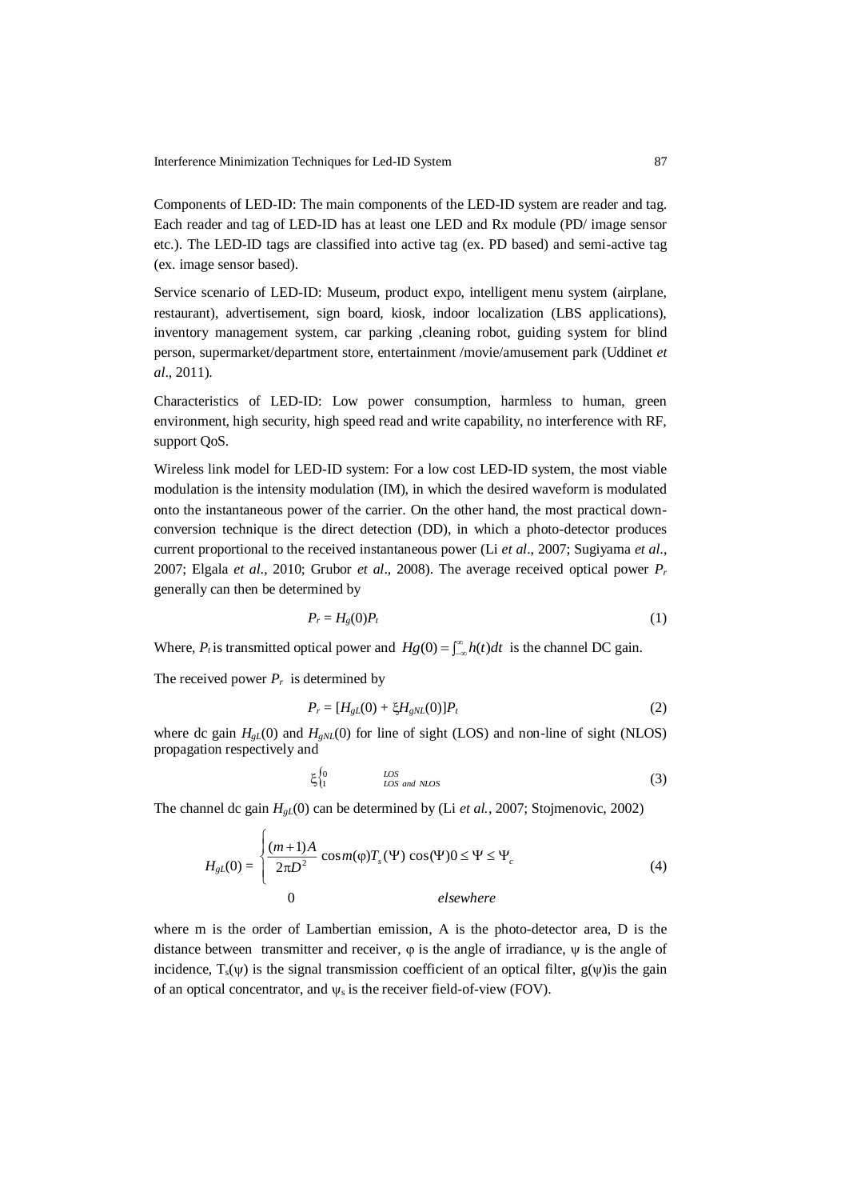Components of LED-ID: The main components of the LED-ID system are reader and tag. Each reader and tag of LED-ID has at least one LED and Rx module (PD/ image sensor etc.). The LED-ID tags are classified into active tag (ex. PD based) and semi-active tag (ex. image sensor based).

Service scenario of LED-ID: Museum, product expo, intelligent menu system (airplane, restaurant), advertisement, sign board, kiosk, indoor localization (LBS applications), inventory management system, car parking ,cleaning robot, guiding system for blind person, supermarket/department store, entertainment /movie/amusement park (Uddinet *et al*., 2011).

Characteristics of LED-ID: Low power consumption, harmless to human, green environment, high security, high speed read and write capability, no interference with RF, support QoS.

Wireless link model for LED-ID system: For a low cost LED-ID system, the most viable modulation is the intensity modulation (IM), in which the desired waveform is modulated onto the instantaneous power of the carrier. On the other hand, the most practical down-conversion technique is the direct detection (DD), in which a photo-detector produces current proportional to the received instantaneous power (Li *et al*., 2007; Sugiyama *et al*., 2007; Elgala *et al*., 2010; Grubor *et al*., 2008). The average received optical power $P_r$ generally can then be determined by

$$P_r = H_g(0)P_t \tag{1}$$

Where, $P_t$ is transmitted optical power and $Hg(0) = \int_{-\infty}^{\infty} h(t)dt$ is the channel DC gain.

The received power $P_r$ is determined by

$$P_r = [H_{gL}(0) + \xi H_{gNL}(0)]P_t \tag{2}$$

where dc gain $H_{gL}(0)$ and $H_{gNL}(0)$ for line of sight (LOS) and non-line of sight (NLOS) propagation respectively and

$$\xi \begin{cases} 0 & LOS \\ 1 & LOS \text{ and } NLOS \end{cases} \tag{3}$$

The channel dc gain $H_{gL}(0)$ can be determined by (Li *et al.*, 2007; Stojmenovic, 2002)

$$H_{gL}(0) = \begin{cases} \dfrac{(m+1)A}{2\pi D^2} \cos m(\varphi) T_s(\Psi) \cos(\Psi) 0 \le \Psi \le \Psi_c \\ 0 \qquad\qquad\qquad\qquad\qquad\qquad elsewhere \end{cases} \tag{4}$$

where m is the order of Lambertian emission, A is the photo-detector area, D is the distance between transmitter and receiver, $\varphi$ is the angle of irradiance, $\psi$ is the angle of incidence, $T_s(\psi)$ is the signal transmission coefficient of an optical filter, $g(\psi)$is the gain of an optical concentrator, and $\psi_s$ is the receiver field-of-view (FOV).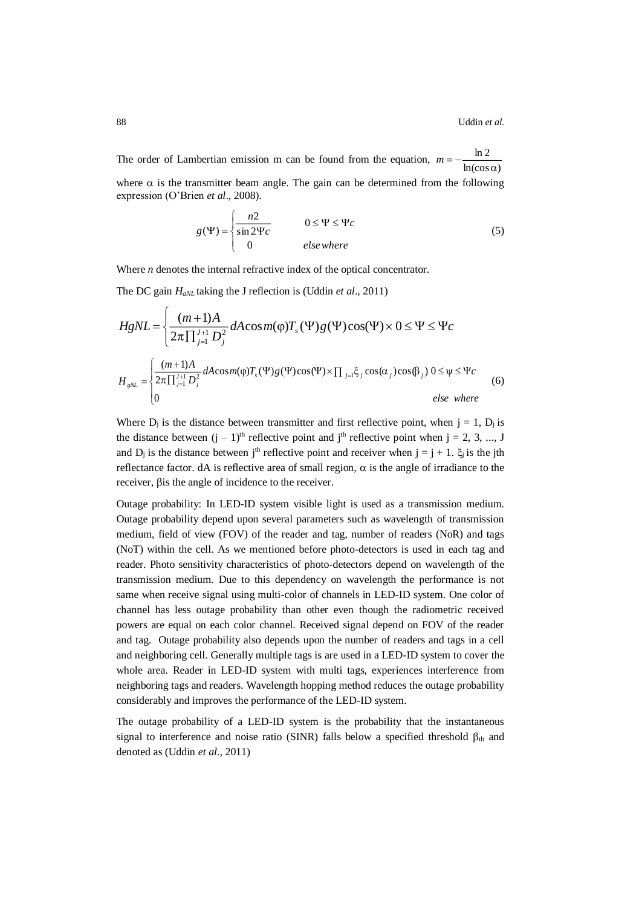The order of Lambertian emission m can be found from the equation, $m = -\frac{\ln 2}{\ln(\cos\alpha)}$ where $\alpha$ is the transmitter beam angle. The gain can be determined from the following expression (O'Brien *et al*., 2008).

$$g(\Psi) = \begin{cases} \dfrac{n2}{\sin 2\Psi c} & 0 \le \Psi \le \Psi c \\ 0 & else\,where \end{cases} \tag{5}$$

Where *n* denotes the internal refractive index of the optical concentrator.

The DC gain $H_{aNL}$ taking the J reflection is (Uddin *et al*., 2011)

$$HgNL = \begin{cases} \dfrac{(m+1)A}{2\pi \prod_{j=1}^{J+1} D_j^2} dA\cos m(\varphi) T_s(\Psi) g(\Psi)\cos(\Psi) \times 0 \le \Psi \le \Psi c \end{cases}$$

$$H_{gNL} = \begin{cases} \dfrac{(m+1)A}{2\pi \prod_{j=1}^{J+1} D_j^2} dA\cos m(\varphi) T_s(\Psi) g(\Psi)\cos(\Psi) \times \prod_{j=1} \xi_j \cos(\alpha_j)\cos(\beta_j) & 0 \le \psi \le \Psi c \\ 0 & else\ \ where \end{cases} \tag{6}$$

Where $D_j$ is the distance between transmitter and first reflective point, when $j = 1$, $D_j$ is the distance between $(j-1)^{th}$ reflective point and $j^{th}$ reflective point when $j = 2, 3, ..., J$ and $D_j$ is the distance between $j^{th}$ reflective point and receiver when $j = j + 1$. $\xi_j$ is the jth reflectance factor. dA is reflective area of small region, $\alpha$ is the angle of irradiance to the receiver, $\beta$is the angle of incidence to the receiver.

Outage probability: In LED-ID system visible light is used as a transmission medium. Outage probability depend upon several parameters such as wavelength of transmission medium, field of view (FOV) of the reader and tag, number of readers (NoR) and tags (NoT) within the cell. As we mentioned before photo-detectors is used in each tag and reader. Photo sensitivity characteristics of photo-detectors depend on wavelength of the transmission medium. Due to this dependency on wavelength the performance is not same when receive signal using multi-color of channels in LED-ID system. One color of channel has less outage probability than other even though the radiometric received powers are equal on each color channel. Received signal depend on FOV of the reader and tag. Outage probability also depends upon the number of readers and tags in a cell and neighboring cell. Generally multiple tags is are used in a LED-ID system to cover the whole area. Reader in LED-ID system with multi tags, experiences interference from neighboring tags and readers. Wavelength hopping method reduces the outage probability considerably and improves the performance of the LED-ID system.

The outage probability of a LED-ID system is the probability that the instantaneous signal to interference and noise ratio (SINR) falls below a specified threshold $\beta_{th}$ and denoted as (Uddin *et al.*, 2011)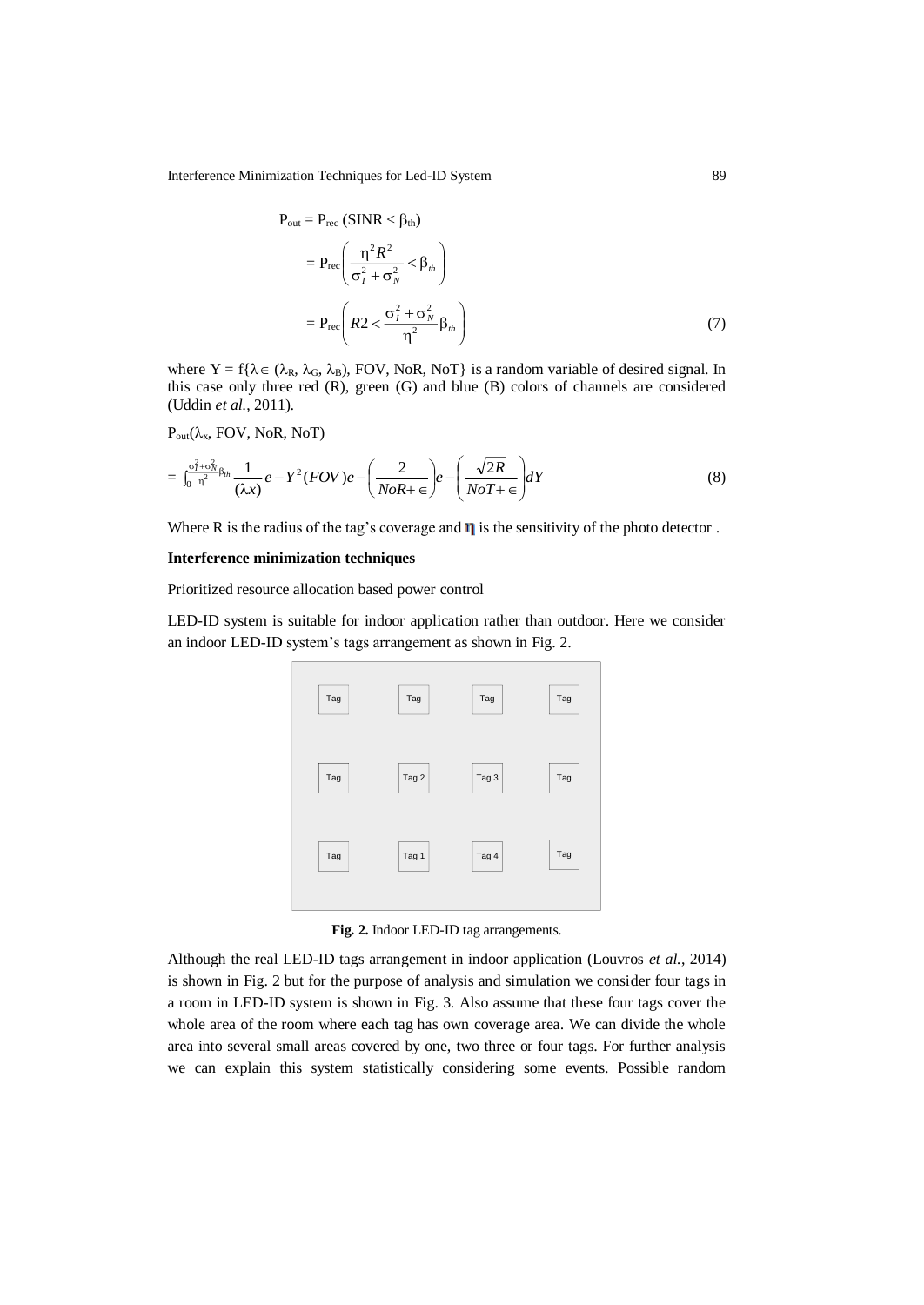$$
\begin{aligned}
P_{out} &= P_{rec}\,(\text{SINR} < \beta_{th}) \\
&= P_{rec}\left(\frac{\eta^2 R^2}{\sigma_I^2 + \sigma_N^2} < \beta_{th}\right) \\
&= P_{rec}\left(R2 < \frac{\sigma_I^2 + \sigma_N^2}{\eta^2}\beta_{th}\right)
\end{aligned}
\tag{7}
$$

where Y = f{$\lambda \in$ ($\lambda_R$, $\lambda_G$, $\lambda_B$), FOV, NoR, NoT} is a random variable of desired signal. In this case only three red (R), green (G) and blue (B) colors of channels are considered (Uddin *et al.*, 2011).

$P_{out}(\lambda_x$, FOV, NoR, NoT)

$$
= \int_0^{\frac{\sigma_I^2+\sigma_N^2}{\eta^2}\beta_{th}} \frac{1}{(\lambda x)} e - Y^2(FOV)e - \left(\frac{2}{NoR + \in}\right) e - \left(\frac{\sqrt{2R}}{NoT + \in}\right) dY \tag{8}
$$

Where R is the radius of the tag's coverage and $\eta$ is the sensitivity of the photo detector .

**Interference minimization techniques**

Prioritized resource allocation based power control

LED-ID system is suitable for indoor application rather than outdoor. Here we consider an indoor LED-ID system's tags arrangement as shown in Fig. 2.

| Tag | Tag | Tag | Tag |
|---|---|---|---|
| Tag | Tag 2 | Tag 3 | Tag |
| Tag | Tag 1 | Tag 4 | Tag |

**Fig. 2.** Indoor LED-ID tag arrangements.

Although the real LED-ID tags arrangement in indoor application (Louvros *et al.*, 2014) is shown in Fig. 2 but for the purpose of analysis and simulation we consider four tags in a room in LED-ID system is shown in Fig. 3. Also assume that these four tags cover the whole area of the room where each tag has own coverage area. We can divide the whole area into several small areas covered by one, two three or four tags. For further analysis we can explain this system statistically considering some events. Possible random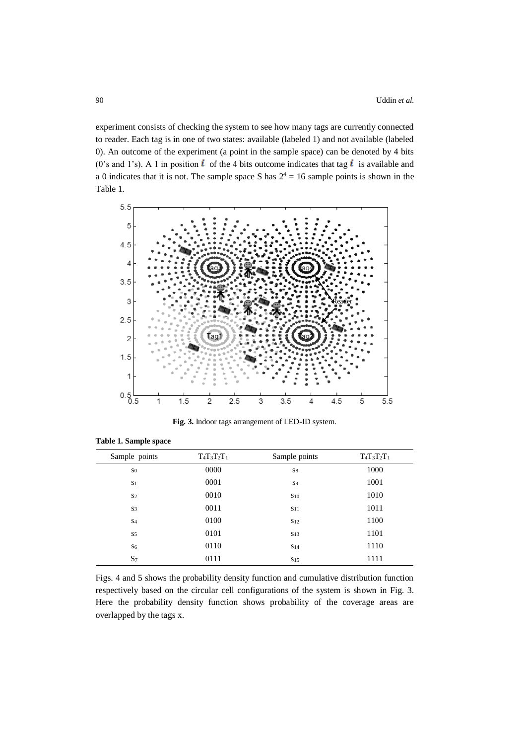experiment consists of checking the system to see how many tags are currently connected to reader. Each tag is in one of two states: available (labeled 1) and not available (labeled 0). An outcome of the experiment (a point in the sample space) can be denoted by 4 bits (0's and 1's). A 1 in position $i$ of the 4 bits outcome indicates that tag $i$ is available and a 0 indicates that it is not. The sample space S has $2^4 = 16$ sample points is shown in the Table 1.

**Fig. 3.** Indoor tags arrangement of LED-ID system.

**Table 1. Sample space**

| Sample points | $T_4T_3T_2T_1$ | Sample points | $T_4T_3T_2T_1$ |
|---|---|---|---|
| $s_0$ | 0000 | $s_8$ | 1000 |
| $s_1$ | 0001 | $s_9$ | 1001 |
| $s_2$ | 0010 | $s_{10}$ | 1010 |
| $s_3$ | 0011 | $s_{11}$ | 1011 |
| $s_4$ | 0100 | $s_{12}$ | 1100 |
| $s_5$ | 0101 | $s_{13}$ | 1101 |
| $s_6$ | 0110 | $s_{14}$ | 1110 |
| $S_7$ | 0111 | $s_{15}$ | 1111 |

Figs. 4 and 5 shows the probability density function and cumulative distribution function respectively based on the circular cell configurations of the system is shown in Fig. 3. Here the probability density function shows probability of the coverage areas are overlapped by the tags x.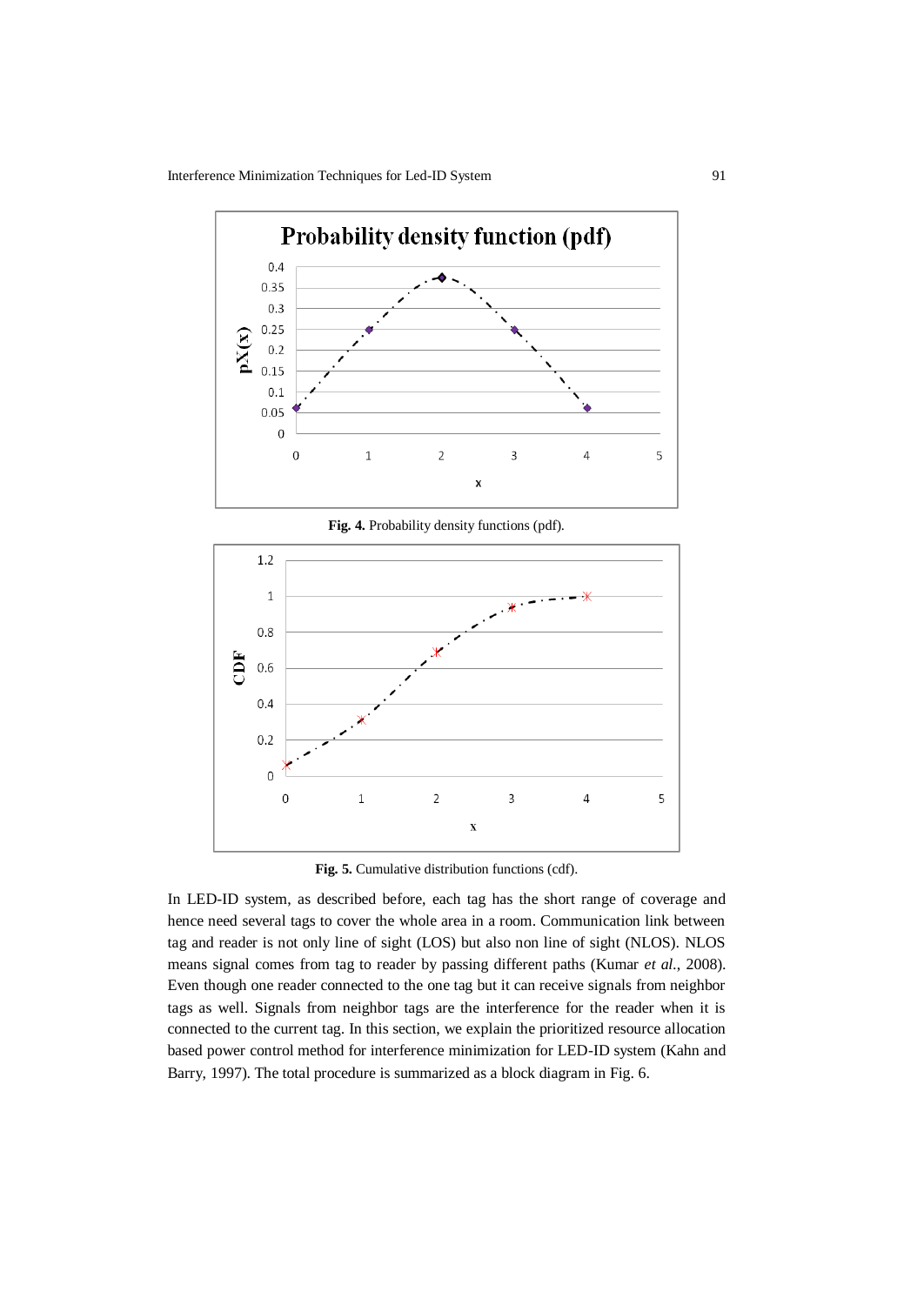Fig. 4. Probability density functions (pdf).

Fig. 5. Cumulative distribution functions (cdf).

In LED-ID system, as described before, each tag has the short range of coverage and hence need several tags to cover the whole area in a room. Communication link between tag and reader is not only line of sight (LOS) but also non line of sight (NLOS). NLOS means signal comes from tag to reader by passing different paths (Kumar *et al.*, 2008). Even though one reader connected to the one tag but it can receive signals from neighbor tags as well. Signals from neighbor tags are the interference for the reader when it is connected to the current tag. In this section, we explain the prioritized resource allocation based power control method for interference minimization for LED-ID system (Kahn and Barry, 1997). The total procedure is summarized as a block diagram in Fig. 6.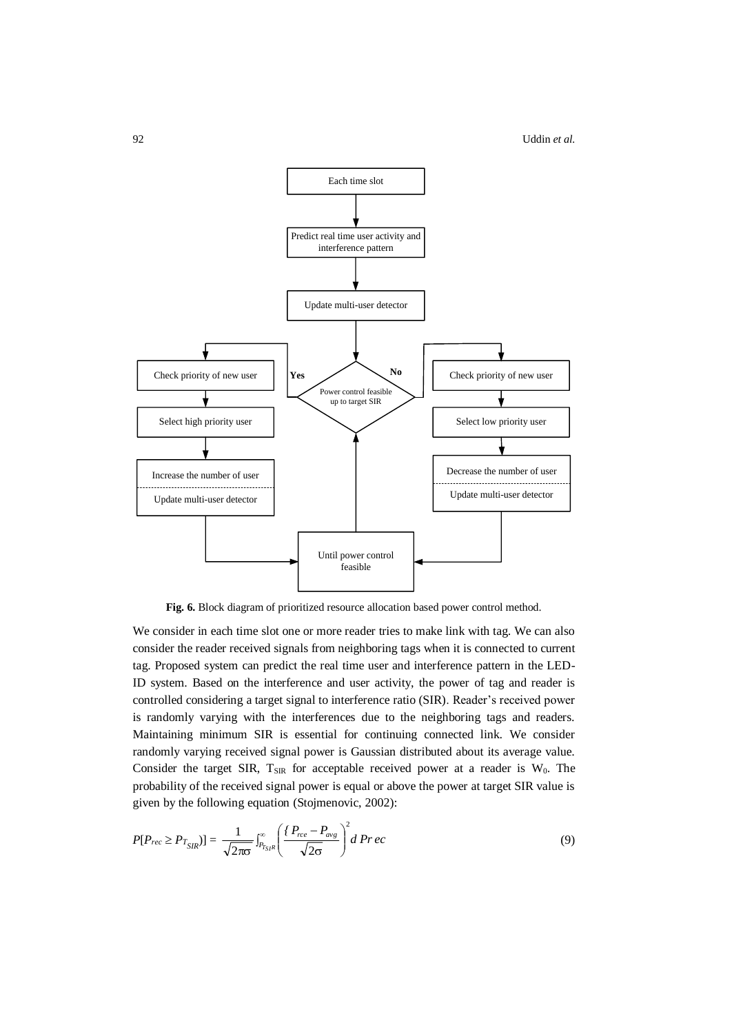**Fig. 6.** Block diagram of prioritized resource allocation based power control method.

We consider in each time slot one or more reader tries to make link with tag. We can also consider the reader received signals from neighboring tags when it is connected to current tag. Proposed system can predict the real time user and interference pattern in the LED-ID system. Based on the interference and user activity, the power of tag and reader is controlled considering a target signal to interference ratio (SIR). Reader's received power is randomly varying with the interferences due to the neighboring tags and readers. Maintaining minimum SIR is essential for continuing connected link. We consider randomly varying received signal power is Gaussian distributed about its average value. Consider the target SIR, $T_{SIR}$ for acceptable received power at a reader is $W_0$. The probability of the received signal power is equal or above the power at target SIR value is given by the following equation (Stojmenovic, 2002):

$$P[P_{rec} \geq P_{T_{SIR}})] = \frac{1}{\sqrt{2\pi\sigma}} \int_{P_{T_{SIR}}}^{\infty} \left( \frac{\{ P_{rce} - P_{avg}}{\sqrt{2\sigma}} \right)^2 d\, Pr\, ec \tag{9}$$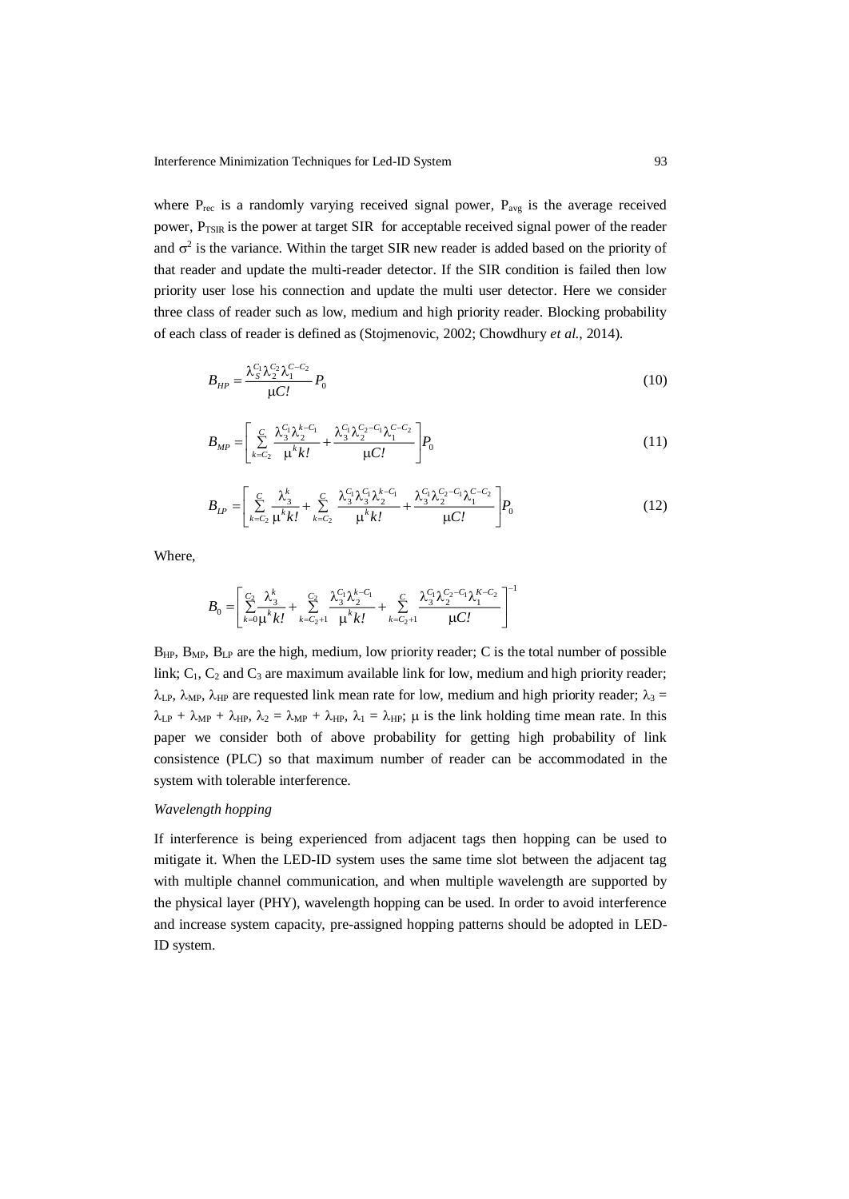where $P_{rec}$ is a randomly varying received signal power, $P_{avg}$ is the average received power, $P_{TSIR}$ is the power at target SIR for acceptable received signal power of the reader and $\sigma^2$ is the variance. Within the target SIR new reader is added based on the priority of that reader and update the multi-reader detector. If the SIR condition is failed then low priority user lose his connection and update the multi user detector. Here we consider three class of reader such as low, medium and high priority reader. Blocking probability of each class of reader is defined as (Stojmenovic, 2002; Chowdhury *et al.*, 2014).

$$B_{HP} = \frac{\lambda_S^{C_1} \lambda_2^{C_2} \lambda_1^{C-C_2}}{\mu C!} P_0 \tag{10}$$

$$B_{MP} = \left[ \sum_{k=C_2}^{C} \frac{\lambda_3^{C_1} \lambda_2^{k-C_1}}{\mu^k k!} + \frac{\lambda_3^{C_1} \lambda_2^{C_2-C_1} \lambda_1^{C-C_2}}{\mu C!} \right] P_0 \tag{11}$$

$$B_{LP} = \left[ \sum_{k=C_2}^{C} \frac{\lambda_3^k}{\mu^k k!} + \sum_{k=C_2}^{C} \frac{\lambda_3^{C_1} \lambda_3^{C_1} \lambda_2^{k-C_1}}{\mu^k k!} + \frac{\lambda_3^{C_1} \lambda_2^{C_2-C_1} \lambda_1^{C-C_2}}{\mu C!} \right] P_0 \tag{12}$$

Where,

$$B_0 = \left[ \sum_{k=0}^{C_2} \frac{\lambda_3^k}{\mu^k k!} + \sum_{k=C_2+1}^{C_2} \frac{\lambda_3^{C_1} \lambda_2^{k-C_1}}{\mu^k k!} + \sum_{k=C_2+1}^{C} \frac{\lambda_3^{C_1} \lambda_2^{C_2-C_1} \lambda_1^{K-C_2}}{\mu C!} \right]^{-1}$$

$B_{HP}$, $B_{MP}$, $B_{LP}$ are the high, medium, low priority reader; C is the total number of possible link; $C_1$, $C_2$ and $C_3$ are maximum available link for low, medium and high priority reader; $\lambda_{LP}$, $\lambda_{MP}$, $\lambda_{HP}$ are requested link mean rate for low, medium and high priority reader; $\lambda_3 = \lambda_{LP} + \lambda_{MP} + \lambda_{HP}$, $\lambda_2 = \lambda_{MP} + \lambda_{HP}$, $\lambda_1 = \lambda_{HP}$; $\mu$ is the link holding time mean rate. In this paper we consider both of above probability for getting high probability of link consistence (PLC) so that maximum number of reader can be accommodated in the system with tolerable interference.

*Wavelength hopping*

If interference is being experienced from adjacent tags then hopping can be used to mitigate it. When the LED-ID system uses the same time slot between the adjacent tag with multiple channel communication, and when multiple wavelength are supported by the physical layer (PHY), wavelength hopping can be used. In order to avoid interference and increase system capacity, pre-assigned hopping patterns should be adopted in LED-ID system.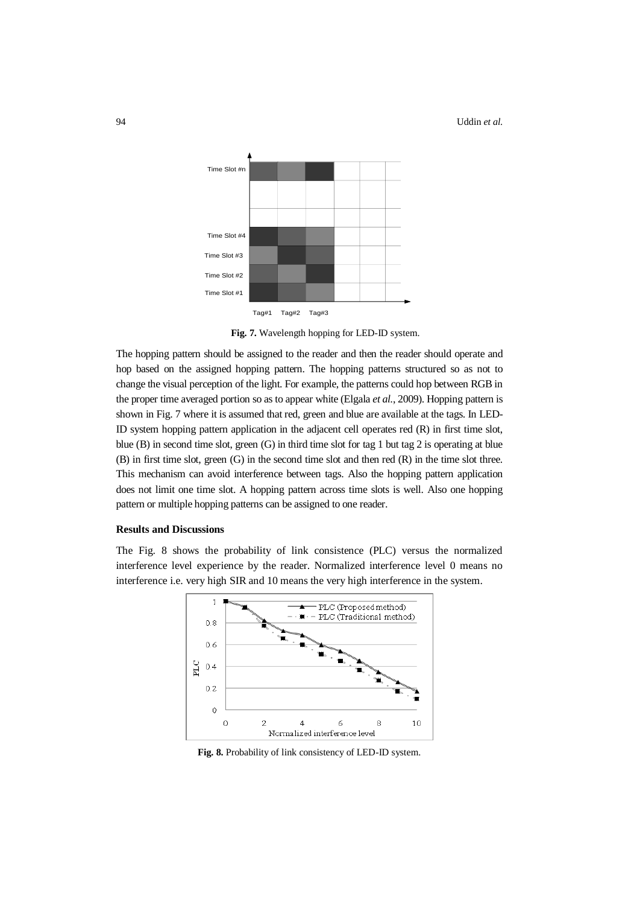Fig. 7. Wavelength hopping for LED-ID system.

The hopping pattern should be assigned to the reader and then the reader should operate and hop based on the assigned hopping pattern. The hopping patterns structured so as not to change the visual perception of the light. For example, the patterns could hop between RGB in the proper time averaged portion so as to appear white (Elgala *et al.*, 2009). Hopping pattern is shown in Fig. 7 where it is assumed that red, green and blue are available at the tags. In LED-ID system hopping pattern application in the adjacent cell operates red (R) in first time slot, blue (B) in second time slot, green (G) in third time slot for tag 1 but tag 2 is operating at blue (B) in first time slot, green (G) in the second time slot and then red (R) in the time slot three. This mechanism can avoid interference between tags. Also the hopping pattern application does not limit one time slot. A hopping pattern across time slots is well. Also one hopping pattern or multiple hopping patterns can be assigned to one reader.

**Results and Discussions**

The Fig. 8 shows the probability of link consistence (PLC) versus the normalized interference level experience by the reader. Normalized interference level 0 means no interference i.e. very high SIR and 10 means the very high interference in the system.

Fig. 8. Probability of link consistency of LED-ID system.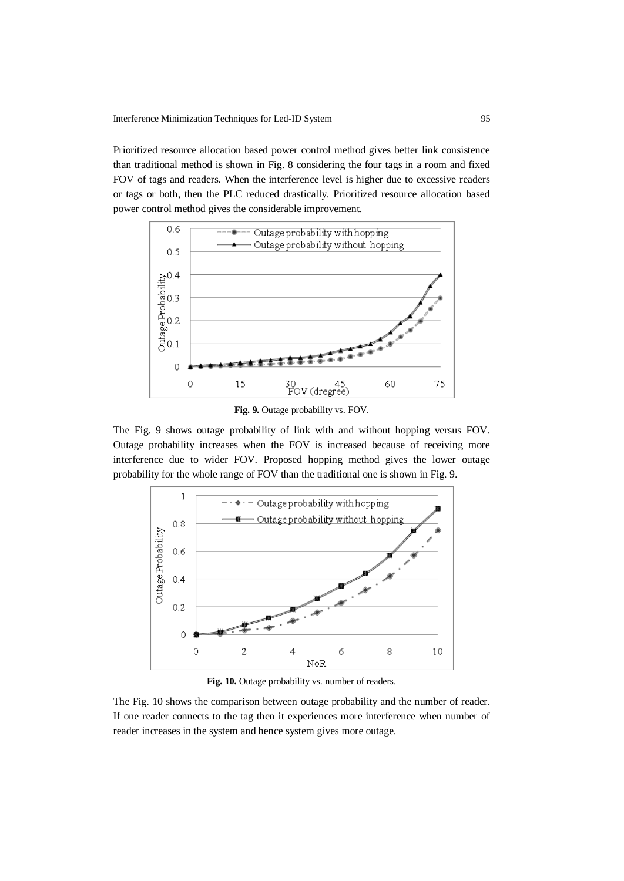Prioritized resource allocation based power control method gives better link consistence than traditional method is shown in Fig. 8 considering the four tags in a room and fixed FOV of tags and readers. When the interference level is higher due to excessive readers or tags or both, then the PLC reduced drastically. Prioritized resource allocation based power control method gives the considerable improvement.

**Fig. 9.** Outage probability vs. FOV.

The Fig. 9 shows outage probability of link with and without hopping versus FOV. Outage probability increases when the FOV is increased because of receiving more interference due to wider FOV. Proposed hopping method gives the lower outage probability for the whole range of FOV than the traditional one is shown in Fig. 9.

**Fig. 10.** Outage probability vs. number of readers.

The Fig. 10 shows the comparison between outage probability and the number of reader. If one reader connects to the tag then it experiences more interference when number of reader increases in the system and hence system gives more outage.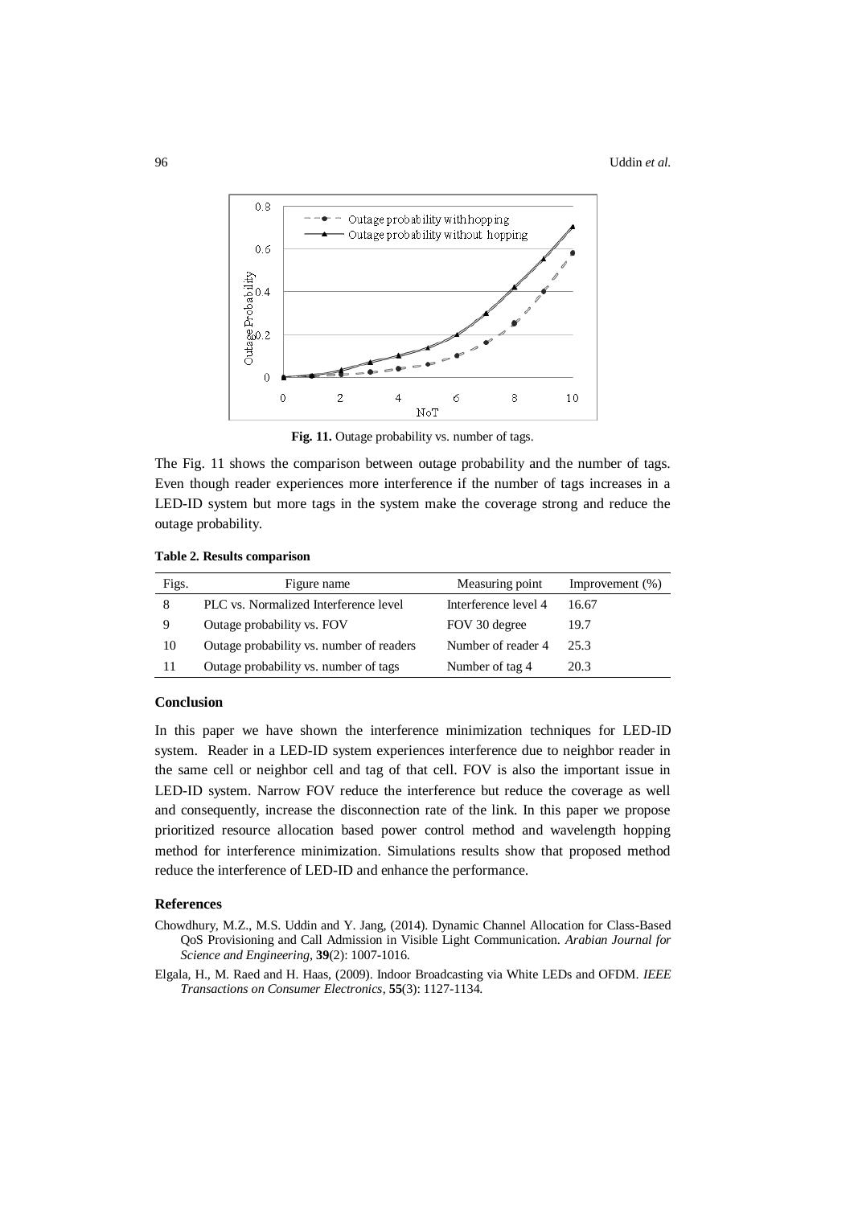**Fig. 11.** Outage probability vs. number of tags.

The Fig. 11 shows the comparison between outage probability and the number of tags. Even though reader experiences more interference if the number of tags increases in a LED-ID system but more tags in the system make the coverage strong and reduce the outage probability.

**Table 2. Results comparison**

| Figs. | Figure name | Measuring point | Improvement (%) |
|---|---|---|---|
| 8 | PLC vs. Normalized Interference level | Interference level 4 | 16.67 |
| 9 | Outage probability vs. FOV | FOV 30 degree | 19.7 |
| 10 | Outage probability vs. number of readers | Number of reader 4 | 25.3 |
| 11 | Outage probability vs. number of tags | Number of tag 4 | 20.3 |

### Conclusion

In this paper we have shown the interference minimization techniques for LED-ID system. Reader in a LED-ID system experiences interference due to neighbor reader in the same cell or neighbor cell and tag of that cell. FOV is also the important issue in LED-ID system. Narrow FOV reduce the interference but reduce the coverage as well and consequently, increase the disconnection rate of the link. In this paper we propose prioritized resource allocation based power control method and wavelength hopping method for interference minimization. Simulations results show that proposed method reduce the interference of LED-ID and enhance the performance.

### References

Chowdhury, M.Z., M.S. Uddin and Y. Jang, (2014). Dynamic Channel Allocation for Class-Based QoS Provisioning and Call Admission in Visible Light Communication. *Arabian Journal for Science and Engineering*, **39**(2): 1007-1016.

Elgala, H., M. Raed and H. Haas, (2009). Indoor Broadcasting via White LEDs and OFDM. *IEEE Transactions on Consumer Electronics*, **55**(3): 1127-1134.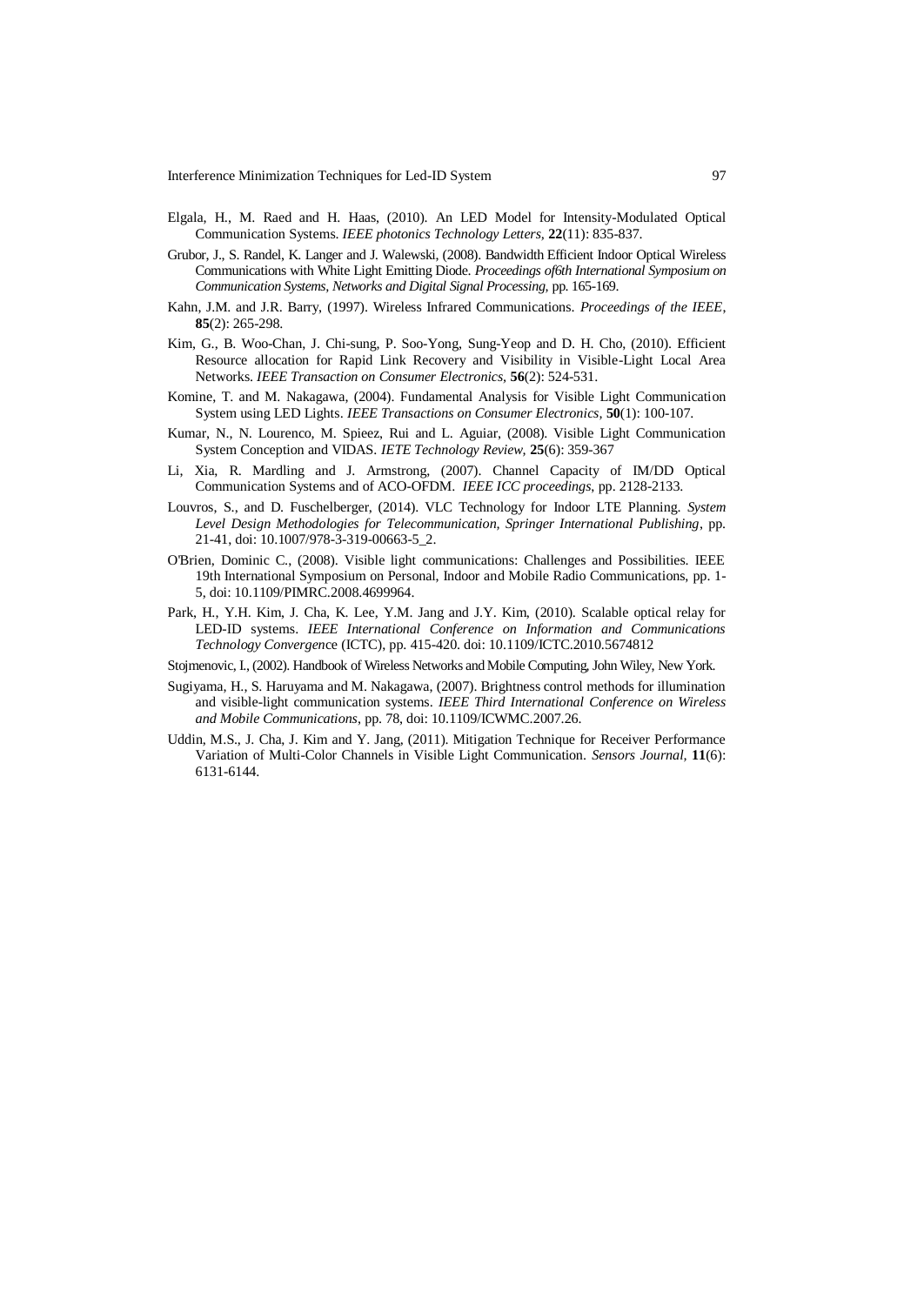Elgala, H., M. Raed and H. Haas, (2010). An LED Model for Intensity-Modulated Optical Communication Systems. *IEEE photonics Technology Letters*, **22**(11): 835-837.

Grubor, J., S. Randel, K. Langer and J. Walewski, (2008). Bandwidth Efficient Indoor Optical Wireless Communications with White Light Emitting Diode. *Proceedings of6th International Symposium on Communication Systems, Networks and Digital Signal Processing*, pp. 165-169.

Kahn, J.M. and J.R. Barry, (1997). Wireless Infrared Communications. *Proceedings of the IEEE*, **85**(2): 265-298.

Kim, G., B. Woo-Chan, J. Chi-sung, P. Soo-Yong, Sung-Yeop and D. H. Cho, (2010). Efficient Resource allocation for Rapid Link Recovery and Visibility in Visible-Light Local Area Networks. *IEEE Transaction on Consumer Electronics*, **56**(2): 524-531.

Komine, T. and M. Nakagawa, (2004). Fundamental Analysis for Visible Light Communication System using LED Lights. *IEEE Transactions on Consumer Electronics*, **50**(1): 100-107.

Kumar, N., N. Lourenco, M. Spieez, Rui and L. Aguiar, (2008). Visible Light Communication System Conception and VIDAS. *IETE Technology Review*, **25**(6): 359-367

Li, Xia, R. Mardling and J. Armstrong, (2007). Channel Capacity of IM/DD Optical Communication Systems and of ACO-OFDM. *IEEE ICC proceedings*, pp. 2128-2133.

Louvros, S., and D. Fuschelberger, (2014). VLC Technology for Indoor LTE Planning. *System Level Design Methodologies for Telecommunication, Springer International Publishing*, pp. 21-41, doi: 10.1007/978-3-319-00663-5_2.

O'Brien, Dominic C., (2008). Visible light communications: Challenges and Possibilities. IEEE 19th International Symposium on Personal, Indoor and Mobile Radio Communications, pp. 1-5, doi: 10.1109/PIMRC.2008.4699964.

Park, H., Y.H. Kim, J. Cha, K. Lee, Y.M. Jang and J.Y. Kim, (2010). Scalable optical relay for LED-ID systems. *IEEE International Conference on Information and Communications Technology Convergenc*e (ICTC), pp. 415-420. doi: 10.1109/ICTC.2010.5674812

Stojmenovic, I., (2002). Handbook of Wireless Networks and Mobile Computing, John Wiley, New York.

Sugiyama, H., S. Haruyama and M. Nakagawa, (2007). Brightness control methods for illumination and visible-light communication systems. *IEEE Third International Conference on Wireless and Mobile Communications*, pp. 78, doi: 10.1109/ICWMC.2007.26.

Uddin, M.S., J. Cha, J. Kim and Y. Jang, (2011). Mitigation Technique for Receiver Performance Variation of Multi-Color Channels in Visible Light Communication. *Sensors Journal*, **11**(6): 6131-6144.